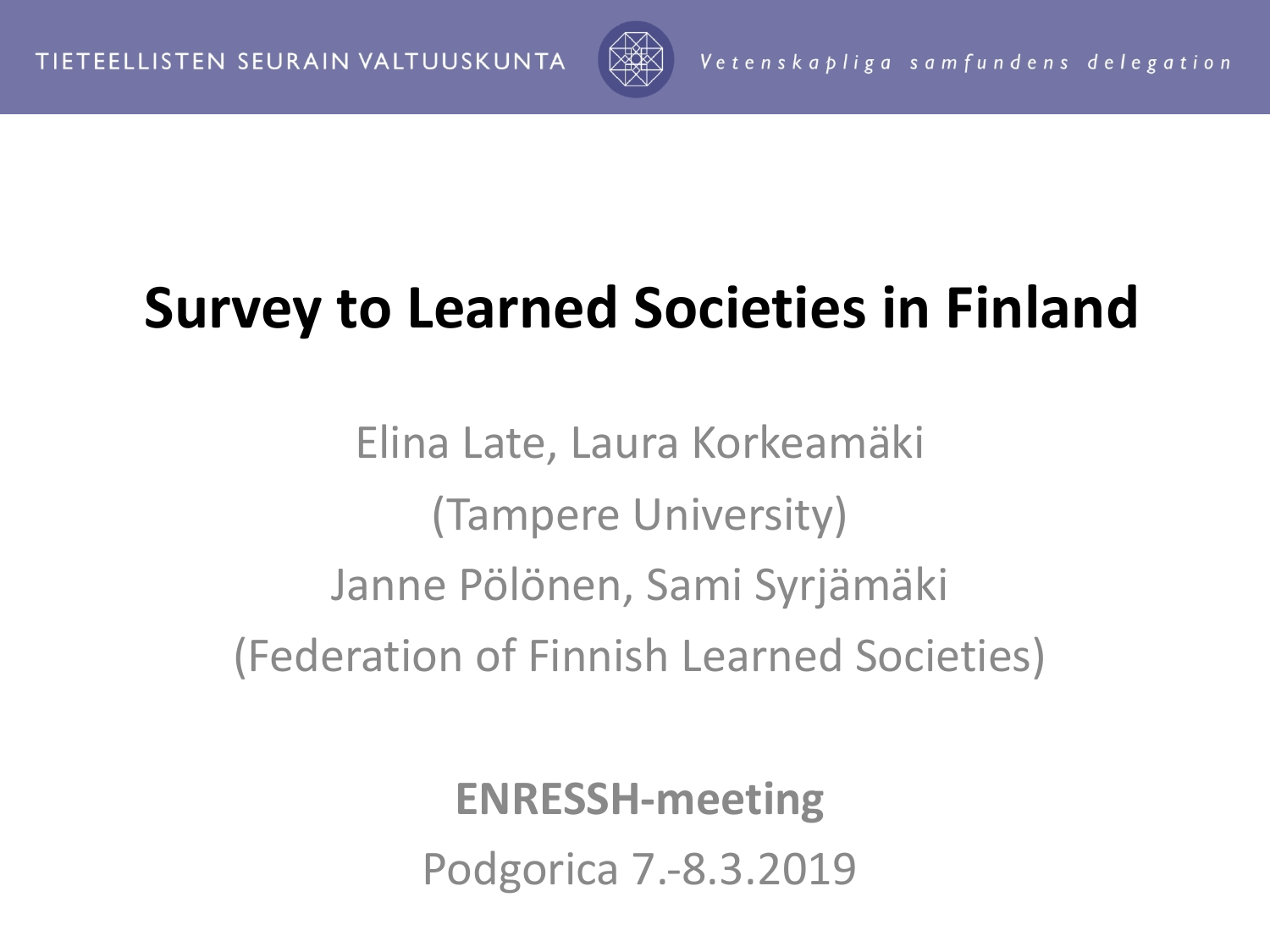TIETEELLISTEN SEURAIN VALTUUSKUNTA

*Vetenskapliga samfundens delegation*

# Survey to Learned Societies in Finland

Elina Late, Laura Korkeamäki

(Tampere University)

Janne Pölönen, Sami Syrjämäki

(Federation of Finnish Learned Societies)

**ENRESSH-meeting**

Podgorica 7.-8.3.2019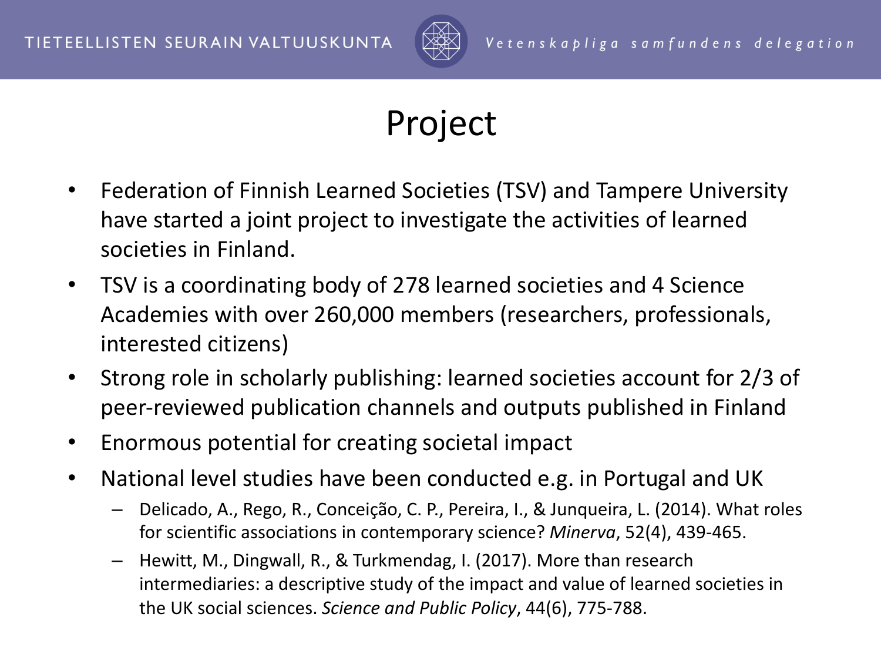# Project

- Federation of Finnish Learned Societies (TSV) and Tampere University have started a joint project to investigate the activities of learned societies in Finland.
- TSV is a coordinating body of 278 learned societies and 4 Science Academies with over 260,000 members (researchers, professionals, interested citizens)
- Strong role in scholarly publishing: learned societies account for 2/3 of peer-reviewed publication channels and outputs published in Finland
- Enormous potential for creating societal impact
- National level studies have been conducted e.g. in Portugal and UK
  - Delicado, A., Rego, R., Conceição, C. P., Pereira, I., & Junqueira, L. (2014). What roles for scientific associations in contemporary science? *Minerva*, 52(4), 439-465.
  - Hewitt, M., Dingwall, R., & Turkmendag, I. (2017). More than research intermediaries: a descriptive study of the impact and value of learned societies in the UK social sciences. *Science and Public Policy*, 44(6), 775-788.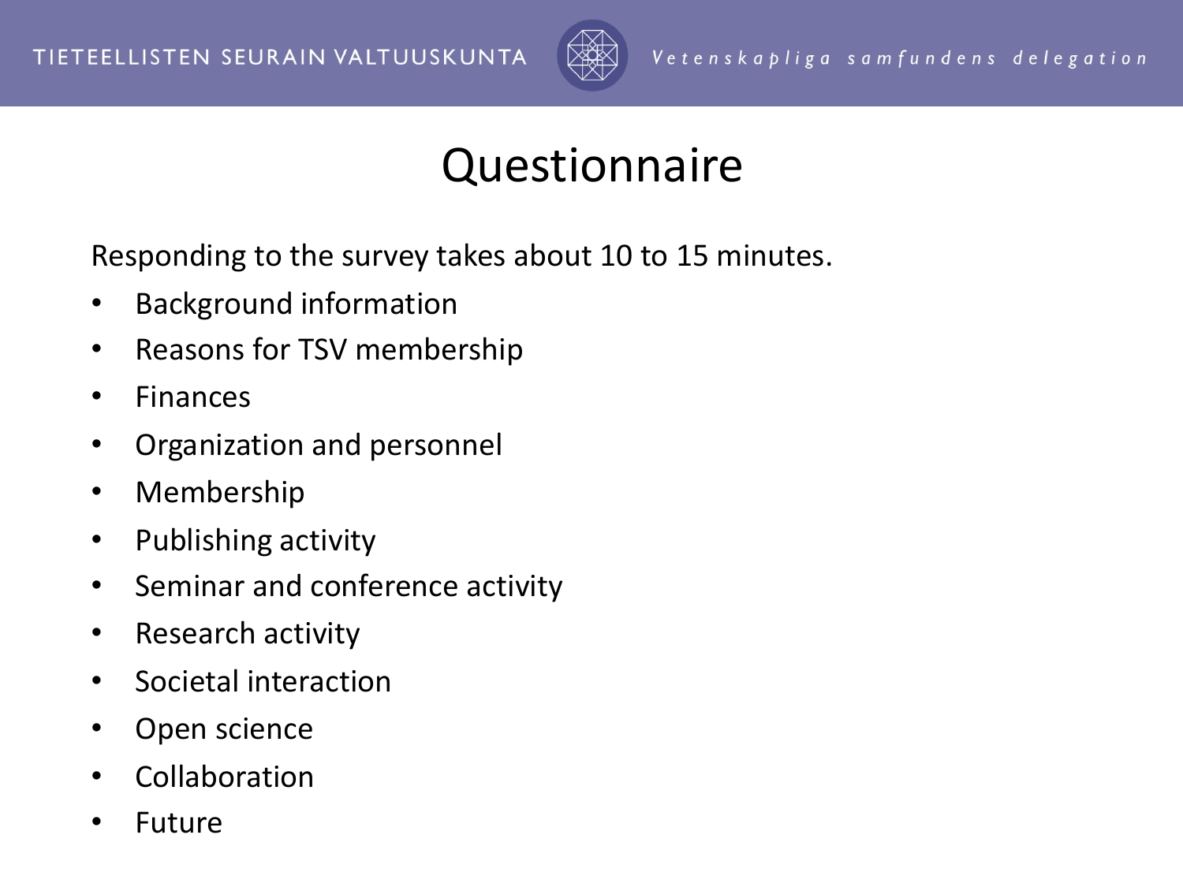# Questionnaire

Responding to the survey takes about 10 to 15 minutes.

- Background information
- Reasons for TSV membership
- Finances
- Organization and personnel
- Membership
- Publishing activity
- Seminar and conference activity
- Research activity
- Societal interaction
- Open science
- Collaboration
- Future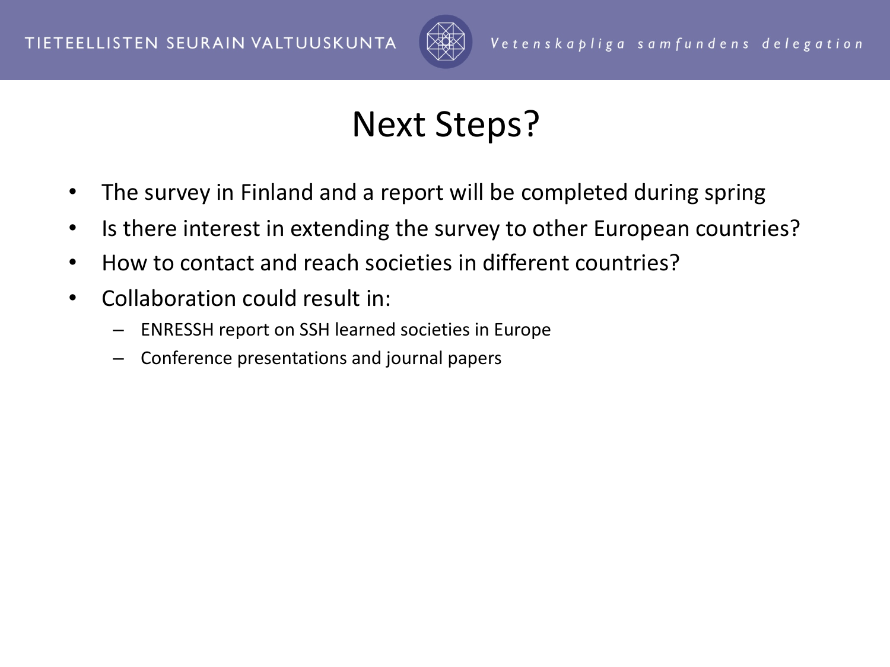# Next Steps?

- The survey in Finland and a report will be completed during spring
- Is there interest in extending the survey to other European countries?
- How to contact and reach societies in different countries?
- Collaboration could result in:
  - ENRESSH report on SSH learned societies in Europe
  - Conference presentations and journal papers